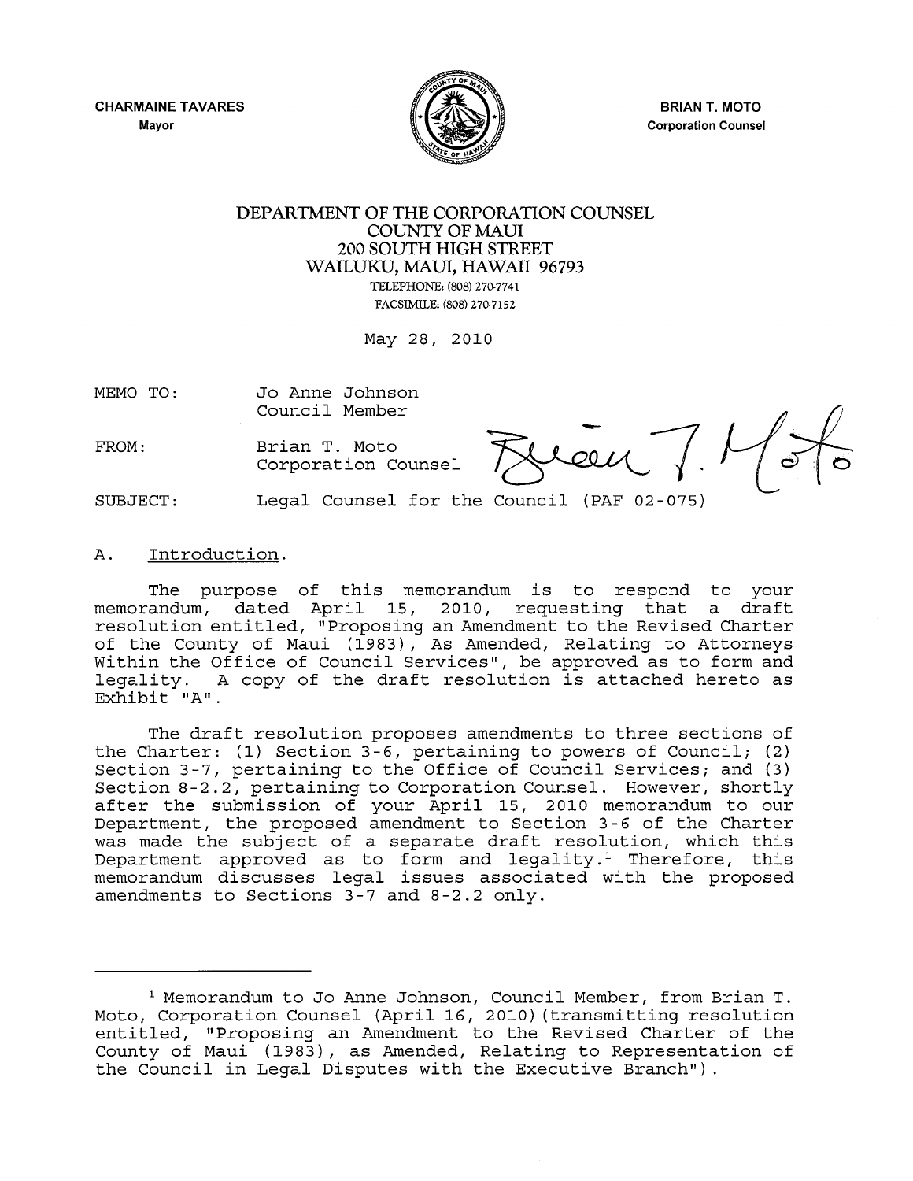CHARMAINE TAVARES
Mayor

BRIAN T. MOTO
Corporation Counsel

DEPARTMENT OF THE CORPORATION COUNSEL
COUNTY OF MAUI
200 SOUTH HIGH STREET
WAILUKU, MAUI, HAWAII 96793
TELEPHONE: (808) 270-7741
FACSIMILE: (808) 270-7152

May 28, 2010

MEMO TO: Jo Anne Johnson
Council Member

FROM: Brian T. Moto
Corporation Counsel

SUBJECT: Legal Counsel for the Council (PAF 02-075)

## A. Introduction.

The purpose of this memorandum is to respond to your memorandum, dated April 15, 2010, requesting that a draft resolution entitled, "Proposing an Amendment to the Revised Charter of the County of Maui (1983), As Amended, Relating to Attorneys Within the Office of Council Services", be approved as to form and legality. A copy of the draft resolution is attached hereto as Exhibit "A".

The draft resolution proposes amendments to three sections of the Charter: (1) Section 3-6, pertaining to powers of Council; (2) Section 3-7, pertaining to the Office of Council Services; and (3) Section 8-2.2, pertaining to Corporation Counsel. However, shortly after the submission of your April 15, 2010 memorandum to our Department, the proposed amendment to Section 3-6 of the Charter was made the subject of a separate draft resolution, which this Department approved as to form and legality.[1] Therefore, this memorandum discusses legal issues associated with the proposed amendments to Sections 3-7 and 8-2.2 only.

[1] Memorandum to Jo Anne Johnson, Council Member, from Brian T. Moto, Corporation Counsel (April 16, 2010)(transmitting resolution entitled, "Proposing an Amendment to the Revised Charter of the County of Maui (1983), as Amended, Relating to Representation of the Council in Legal Disputes with the Executive Branch").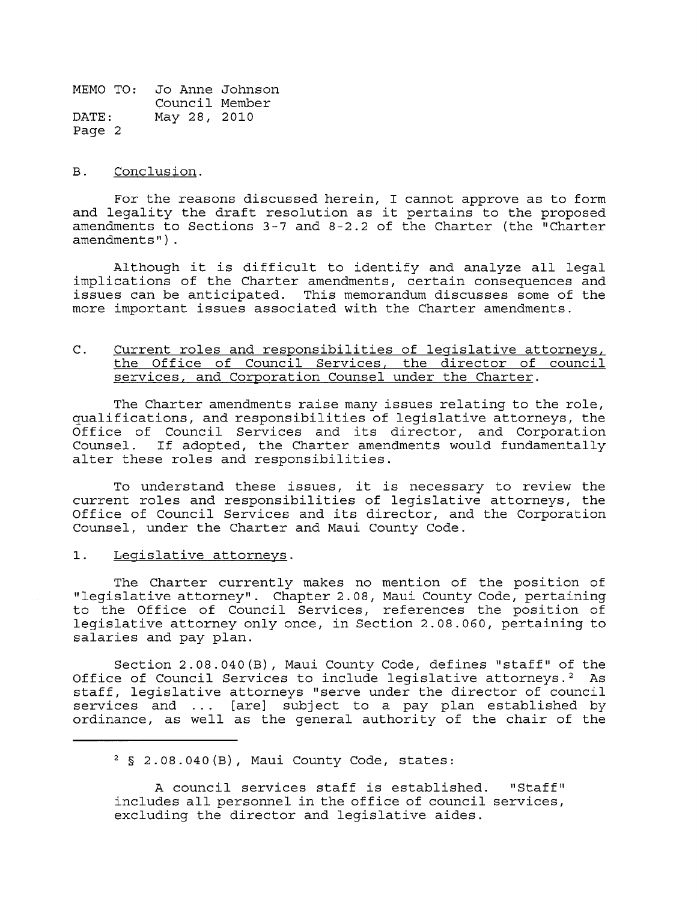B. Conclusion.

For the reasons discussed herein, I cannot approve as to form and legality the draft resolution as it pertains to the proposed amendments to Sections 3-7 and 8-2.2 of the Charter (the "Charter amendments").

Although it is difficult to identify and analyze all legal implications of the Charter amendments, certain consequences and issues can be anticipated. This memorandum discusses some of the more important issues associated with the Charter amendments.

C. Current roles and responsibilities of legislative attorneys, the Office of Council Services, the director of council services, and Corporation Counsel under the Charter.

The Charter amendments raise many issues relating to the role, qualifications, and responsibilities of legislative attorneys, the Office of Council Services and its director, and Corporation Counsel. If adopted, the Charter amendments would fundamentally alter these roles and responsibilities.

To understand these issues, it is necessary to review the current roles and responsibilities of legislative attorneys, the Office of Council Services and its director, and the Corporation Counsel, under the Charter and Maui County Code.

1. Legislative attorneys.

The Charter currently makes no mention of the position of "legislative attorney". Chapter 2.08, Maui County Code, pertaining to the Office of Council Services, references the position of legislative attorney only once, in Section 2.08.060, pertaining to salaries and pay plan.

Section 2.08.040(B), Maui County Code, defines "staff" of the Office of Council Services to include legislative attorneys.[2] As staff, legislative attorneys "serve under the director of council services and ... [are] subject to a pay plan established by ordinance, as well as the general authority of the chair of the

---

[2] § 2.08.040(B), Maui County Code, states:

> A council services staff is established. "Staff" includes all personnel in the office of council services, excluding the director and legislative aides.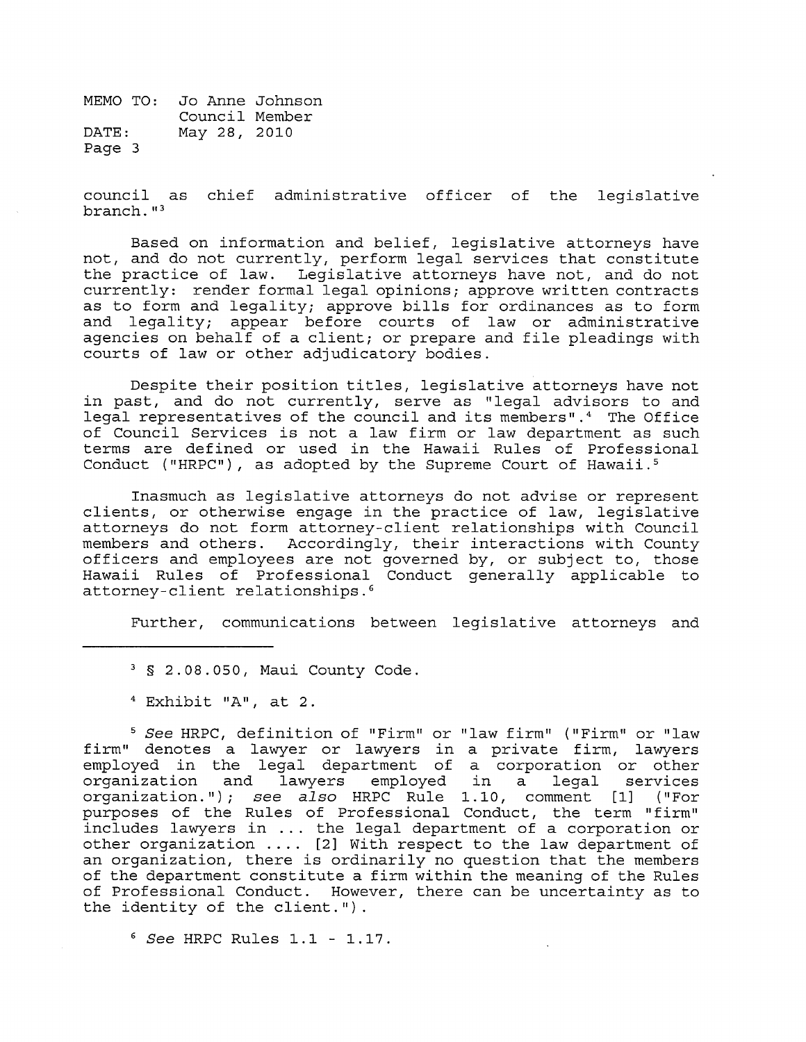council as chief administrative officer of the legislative branch."[3]

Based on information and belief, legislative attorneys have not, and do not currently, perform legal services that constitute the practice of law. Legislative attorneys have not, and do not currently: render formal legal opinions; approve written contracts as to form and legality; approve bills for ordinances as to form and legality; appear before courts of law or administrative agencies on behalf of a client; or prepare and file pleadings with courts of law or other adjudicatory bodies.

Despite their position titles, legislative attorneys have not in past, and do not currently, serve as "legal advisors to and legal representatives of the council and its members".[4] The Office of Council Services is not a law firm or law department as such terms are defined or used in the Hawaii Rules of Professional Conduct ("HRPC"), as adopted by the Supreme Court of Hawaii.[5]

Inasmuch as legislative attorneys do not advise or represent clients, or otherwise engage in the practice of law, legislative attorneys do not form attorney-client relationships with Council members and others. Accordingly, their interactions with County officers and employees are not governed by, or subject to, those Hawaii Rules of Professional Conduct generally applicable to attorney-client relationships.[6]

Further, communications between legislative attorneys and

---

[3] § 2.08.050, Maui County Code.

[4] Exhibit "A", at 2.

[5] *See* HRPC, definition of "Firm" or "law firm" ("Firm" or "law firm" denotes a lawyer or lawyers in a private firm, lawyers employed in the legal department of a corporation or other organization and lawyers employed in a legal services organization."); *see also* HRPC Rule 1.10, comment [1] ("For purposes of the Rules of Professional Conduct, the term "firm" includes lawyers in ... the legal department of a corporation or other organization .... [2] With respect to the law department of an organization, there is ordinarily no question that the members of the department constitute a firm within the meaning of the Rules of Professional Conduct. However, there can be uncertainty as to the identity of the client.").

[6] *See* HRPC Rules 1.1 - 1.17.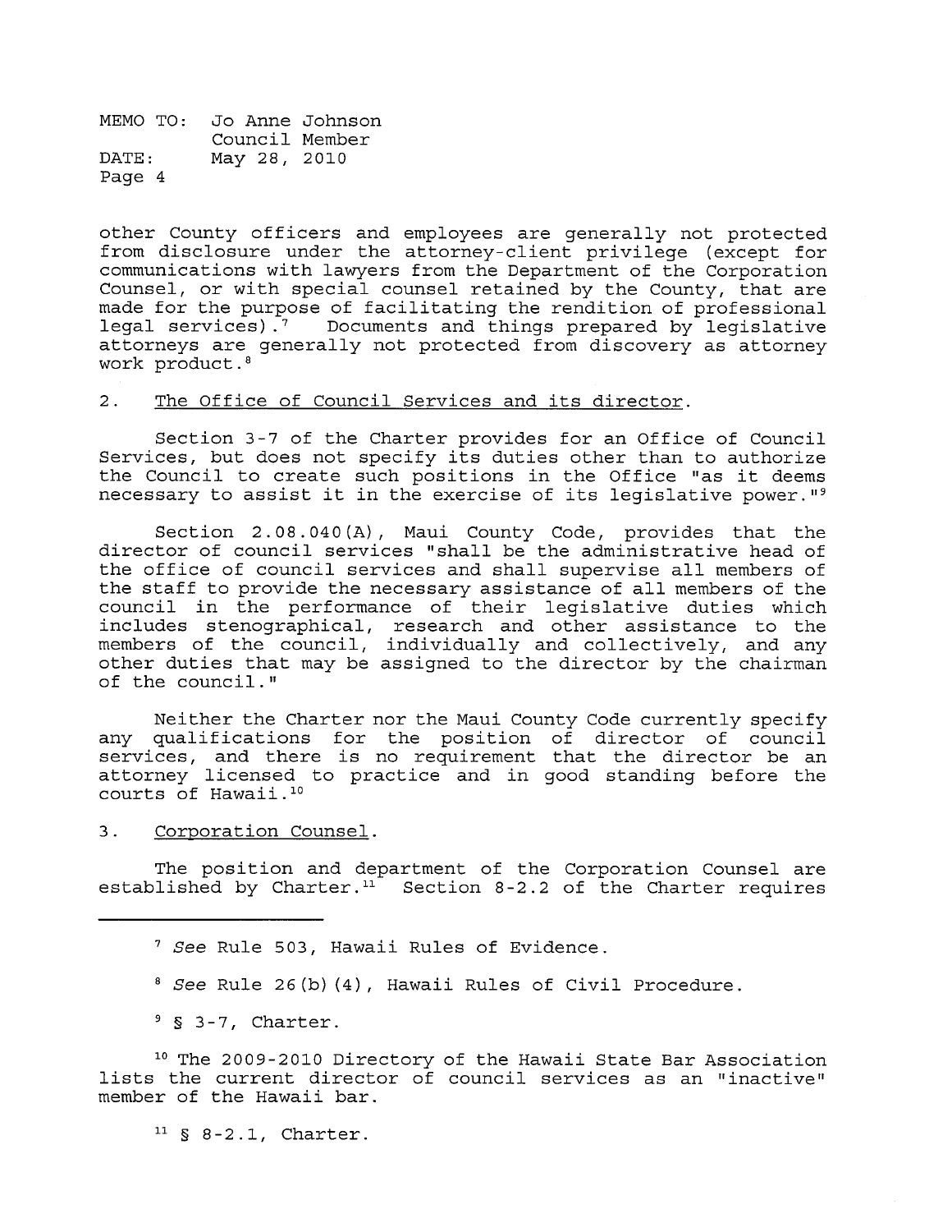other County officers and employees are generally not protected from disclosure under the attorney-client privilege (except for communications with lawyers from the Department of the Corporation Counsel, or with special counsel retained by the County, that are made for the purpose of facilitating the rendition of professional legal services).[7] Documents and things prepared by legislative attorneys are generally not protected from discovery as attorney work product.[8]

2. The Office of Council Services and its director.

Section 3-7 of the Charter provides for an Office of Council Services, but does not specify its duties other than to authorize the Council to create such positions in the Office "as it deems necessary to assist it in the exercise of its legislative power."[9]

Section 2.08.040(A), Maui County Code, provides that the director of council services "shall be the administrative head of the office of council services and shall supervise all members of the staff to provide the necessary assistance of all members of the council in the performance of their legislative duties which includes stenographical, research and other assistance to the members of the council, individually and collectively, and any other duties that may be assigned to the director by the chairman of the council."

Neither the Charter nor the Maui County Code currently specify any qualifications for the position of director of council services, and there is no requirement that the director be an attorney licensed to practice and in good standing before the courts of Hawaii.[10]

3. Corporation Counsel.

The position and department of the Corporation Counsel are established by Charter.[11] Section 8-2.2 of the Charter requires

---

[7] *See* Rule 503, Hawaii Rules of Evidence.

[8] *See* Rule 26(b)(4), Hawaii Rules of Civil Procedure.

[9] § 3-7, Charter.

[10] The 2009-2010 Directory of the Hawaii State Bar Association lists the current director of council services as an "inactive" member of the Hawaii bar.

[11] § 8-2.1, Charter.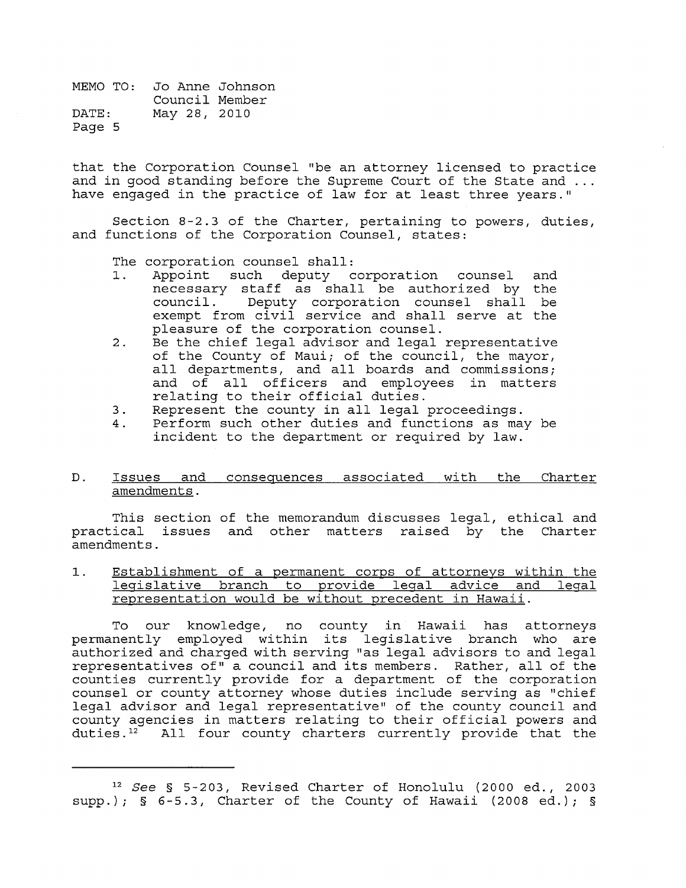that the Corporation Counsel "be an attorney licensed to practice and in good standing before the Supreme Court of the State and ... have engaged in the practice of law for at least three years."

Section 8-2.3 of the Charter, pertaining to powers, duties, and functions of the Corporation Counsel, states:

> The corporation counsel shall:
> 1. Appoint such deputy corporation counsel and necessary staff as shall be authorized by the council. Deputy corporation counsel shall be exempt from civil service and shall serve at the pleasure of the corporation counsel.
> 2. Be the chief legal advisor and legal representative of the County of Maui; of the council, the mayor, all departments, and all boards and commissions; and of all officers and employees in matters relating to their official duties.
> 3. Represent the county in all legal proceedings.
> 4. Perform such other duties and functions as may be incident to the department or required by law.

D. <u>Issues and consequences associated with the Charter amendments</u>.

This section of the memorandum discusses legal, ethical and practical issues and other matters raised by the Charter amendments.

1. <u>Establishment of a permanent corps of attorneys within the legislative branch to provide legal advice and legal representation would be without precedent in Hawaii</u>.

To our knowledge, no county in Hawaii has attorneys permanently employed within its legislative branch who are authorized and charged with serving "as legal advisors to and legal representatives of" a council and its members. Rather, all of the counties currently provide for a department of the corporation counsel or county attorney whose duties include serving as "chief legal advisor and legal representative" of the county council and county agencies in matters relating to their official powers and duties.[12] All four county charters currently provide that the

---

[12] *See* § 5-203, Revised Charter of Honolulu (2000 ed., 2003 supp.); § 6-5.3, Charter of the County of Hawaii (2008 ed.); §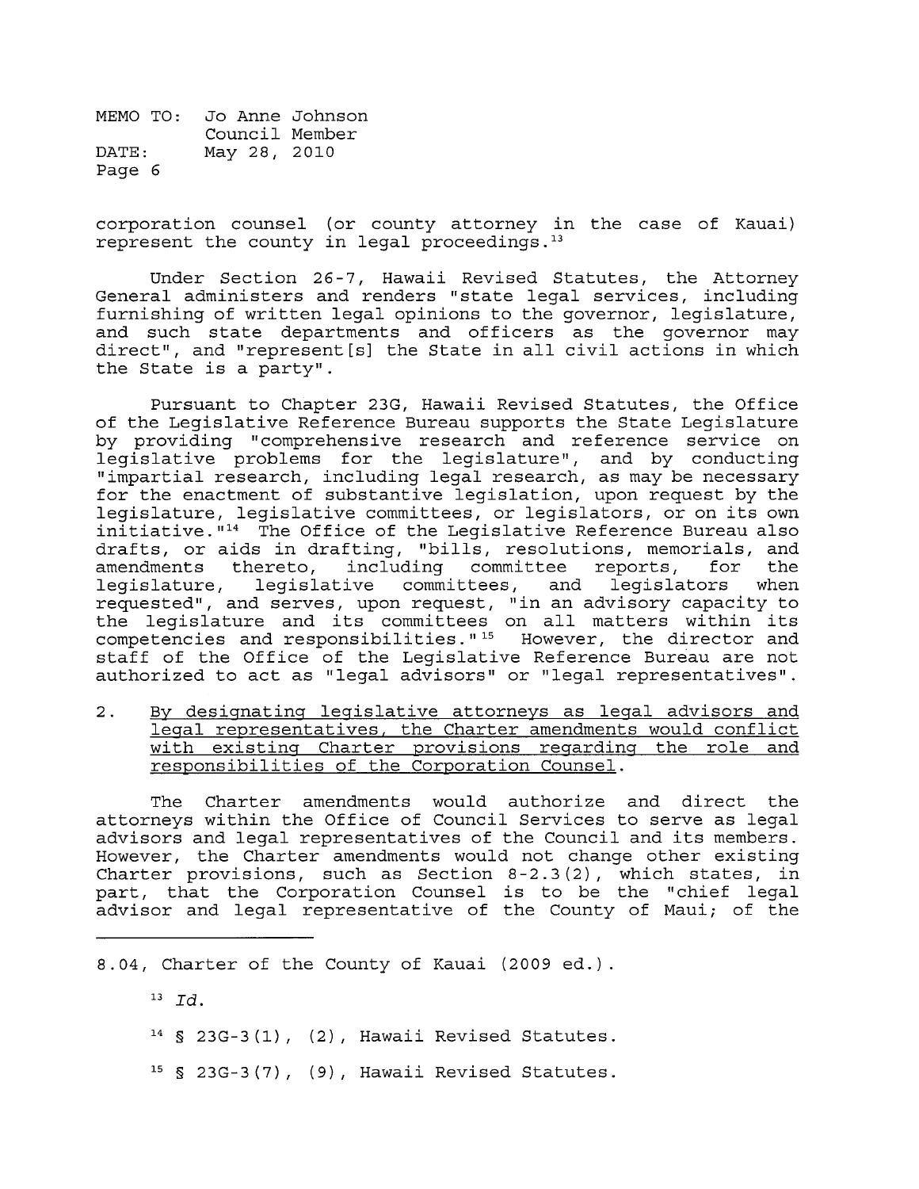corporation counsel (or county attorney in the case of Kauai) represent the county in legal proceedings.[13]

Under Section 26-7, Hawaii Revised Statutes, the Attorney General administers and renders "state legal services, including furnishing of written legal opinions to the governor, legislature, and such state departments and officers as the governor may direct", and "represent[s] the State in all civil actions in which the State is a party".

Pursuant to Chapter 23G, Hawaii Revised Statutes, the Office of the Legislative Reference Bureau supports the State Legislature by providing "comprehensive research and reference service on legislative problems for the legislature", and by conducting "impartial research, including legal research, as may be necessary for the enactment of substantive legislation, upon request by the legislature, legislative committees, or legislators, or on its own initiative."[14] The Office of the Legislative Reference Bureau also drafts, or aids in drafting, "bills, resolutions, memorials, and amendments thereto, including committee reports, for the legislature, legislative committees, and legislators when requested", and serves, upon request, "in an advisory capacity to the legislature and its committees on all matters within its competencies and responsibilities."[15] However, the director and staff of the Office of the Legislative Reference Bureau are not authorized to act as "legal advisors" or "legal representatives".

2. <u>By designating legislative attorneys as legal advisors and legal representatives, the Charter amendments would conflict with existing Charter provisions regarding the role and responsibilities of the Corporation Counsel.</u>

The Charter amendments would authorize and direct the attorneys within the Office of Council Services to serve as legal advisors and legal representatives of the Council and its members. However, the Charter amendments would not change other existing Charter provisions, such as Section 8-2.3(2), which states, in part, that the Corporation Counsel is to be the "chief legal advisor and legal representative of the County of Maui; of the

---

8.04, Charter of the County of Kauai (2009 ed.).

[13] *Id.*

[14] § 23G-3(1), (2), Hawaii Revised Statutes.

[15] § 23G-3(7), (9), Hawaii Revised Statutes.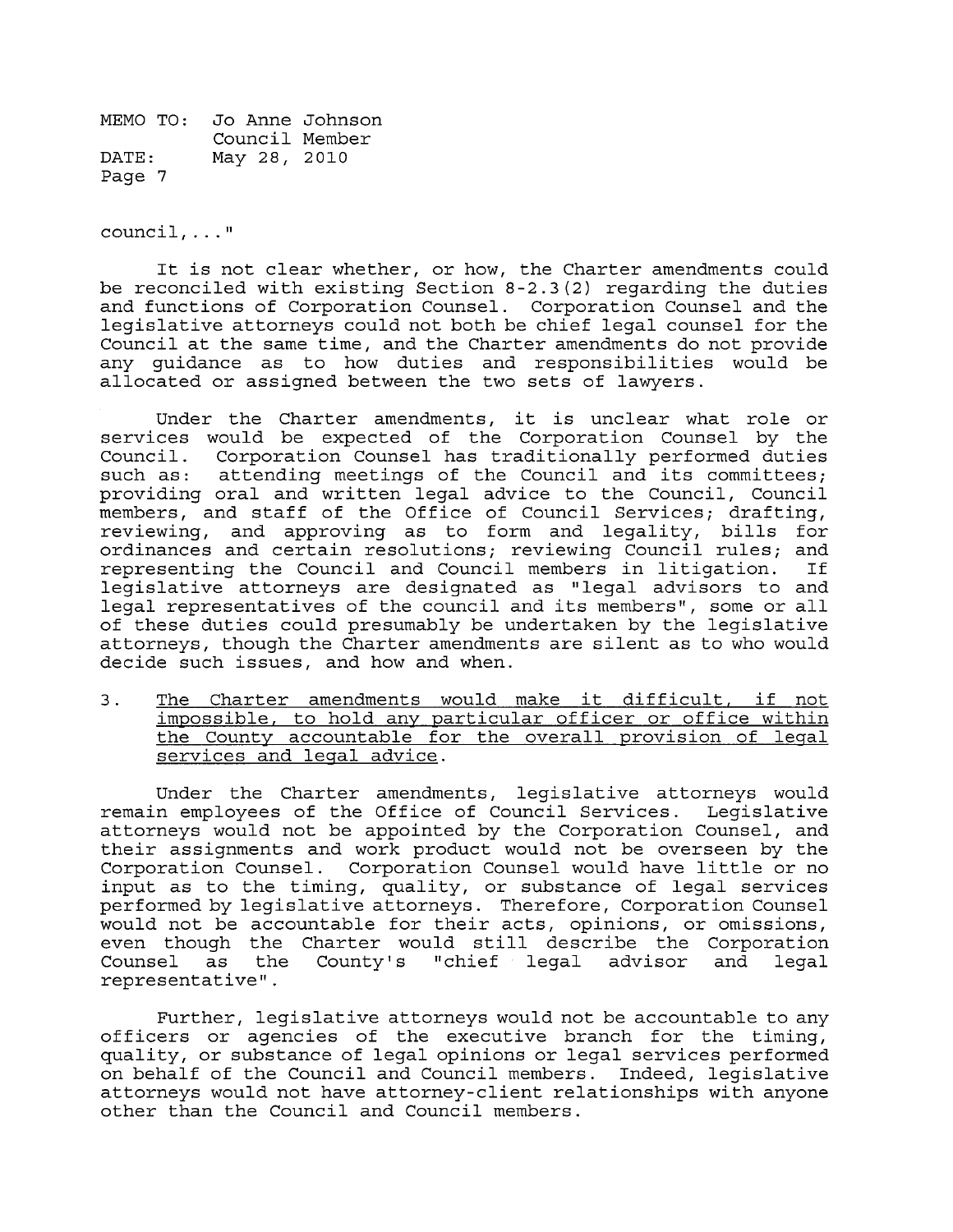council,..."

It is not clear whether, or how, the Charter amendments could be reconciled with existing Section 8-2.3(2) regarding the duties and functions of Corporation Counsel. Corporation Counsel and the legislative attorneys could not both be chief legal counsel for the Council at the same time, and the Charter amendments do not provide any guidance as to how duties and responsibilities would be allocated or assigned between the two sets of lawyers.

Under the Charter amendments, it is unclear what role or services would be expected of the Corporation Counsel by the Council. Corporation Counsel has traditionally performed duties such as: attending meetings of the Council and its committees; providing oral and written legal advice to the Council, Council members, and staff of the Office of Council Services; drafting, reviewing, and approving as to form and legality, bills for ordinances and certain resolutions; reviewing Council rules; and representing the Council and Council members in litigation. If legislative attorneys are designated as "legal advisors to and legal representatives of the council and its members", some or all of these duties could presumably be undertaken by the legislative attorneys, though the Charter amendments are silent as to who would decide such issues, and how and when.

3. <u>The Charter amendments would make it difficult, if not impossible, to hold any particular officer or office within the County accountable for the overall provision of legal services and legal advice</u>.

Under the Charter amendments, legislative attorneys would remain employees of the Office of Council Services. Legislative attorneys would not be appointed by the Corporation Counsel, and their assignments and work product would not be overseen by the Corporation Counsel. Corporation Counsel would have little or no input as to the timing, quality, or substance of legal services performed by legislative attorneys. Therefore, Corporation Counsel would not be accountable for their acts, opinions, or omissions, even though the Charter would still describe the Corporation Counsel as the County's "chief legal advisor and legal representative".

Further, legislative attorneys would not be accountable to any officers or agencies of the executive branch for the timing, quality, or substance of legal opinions or legal services performed on behalf of the Council and Council members. Indeed, legislative attorneys would not have attorney-client relationships with anyone other than the Council and Council members.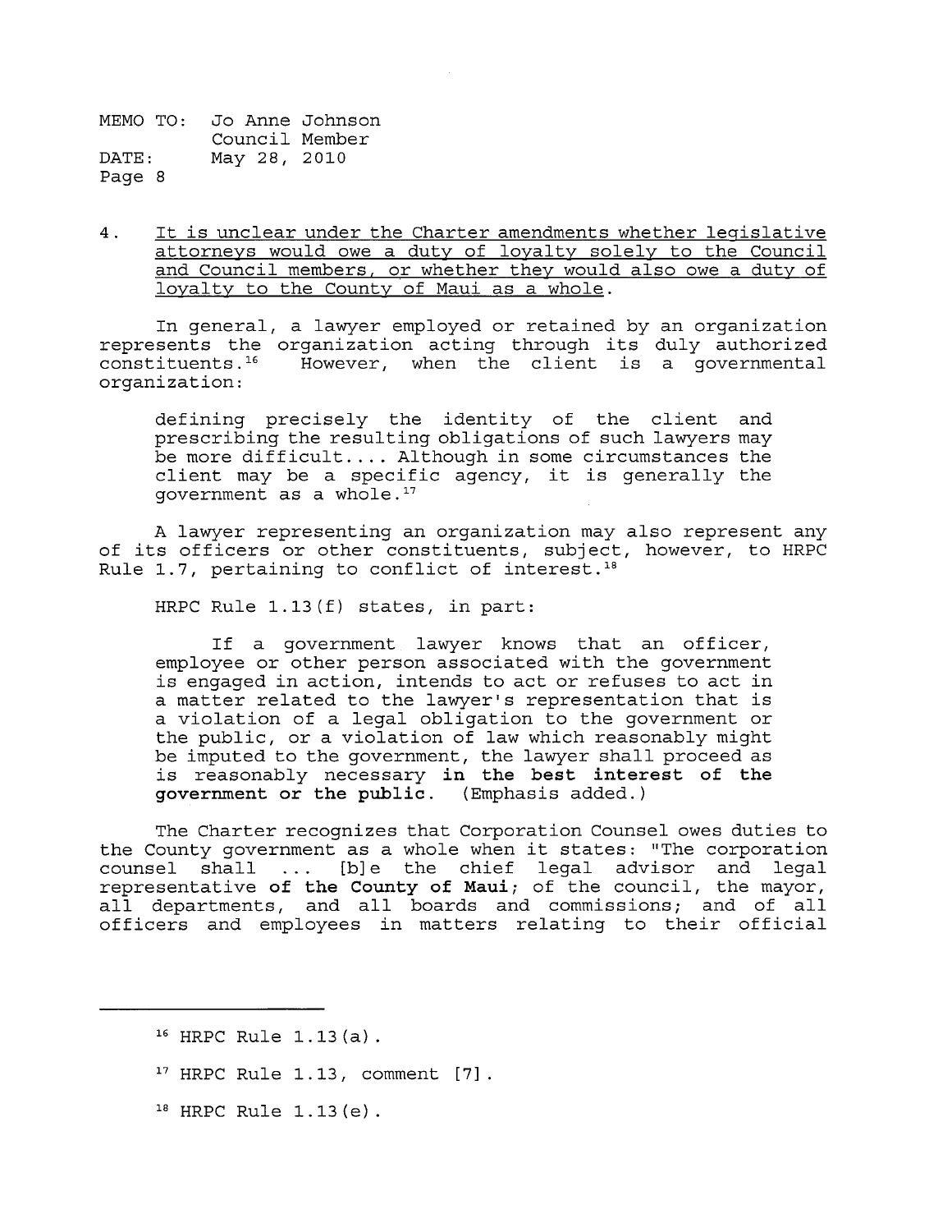4. <u>It is unclear under the Charter amendments whether legislative attorneys would owe a duty of loyalty solely to the Council and Council members, or whether they would also owe a duty of loyalty to the County of Maui as a whole</u>.

In general, a lawyer employed or retained by an organization represents the organization acting through its duly authorized constituents.[16] However, when the client is a governmental organization:

> defining precisely the identity of the client and prescribing the resulting obligations of such lawyers may be more difficult.... Although in some circumstances the client may be a specific agency, it is generally the government as a whole.[17]

A lawyer representing an organization may also represent any of its officers or other constituents, subject, however, to HRPC Rule 1.7, pertaining to conflict of interest.[18]

HRPC Rule 1.13(f) states, in part:

> If a government lawyer knows that an officer, employee or other person associated with the government is engaged in action, intends to act or refuses to act in a matter related to the lawyer's representation that is a violation of a legal obligation to the government or the public, or a violation of law which reasonably might be imputed to the government, the lawyer shall proceed as is reasonably necessary **in the best interest of the government or the public**. (Emphasis added.)

The Charter recognizes that Corporation Counsel owes duties to the County government as a whole when it states: "The corporation counsel shall ... [b]e the chief legal advisor and legal representative **of the County of Maui**; of the council, the mayor, all departments, and all boards and commissions; and of all officers and employees in matters relating to their official

---

[16] HRPC Rule 1.13(a).

[17] HRPC Rule 1.13, comment [7].

[18] HRPC Rule 1.13(e).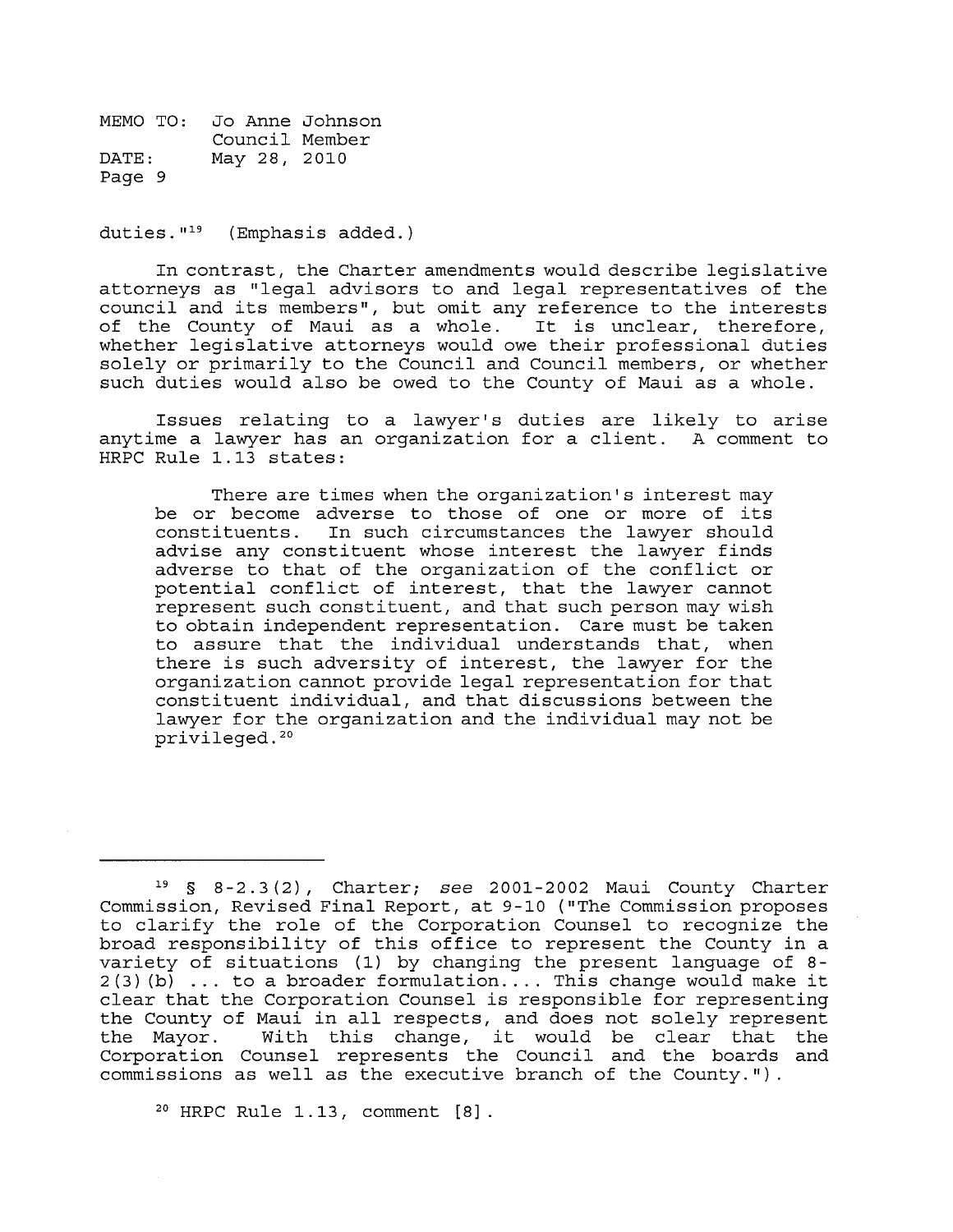duties."[19] (Emphasis added.)

In contrast, the Charter amendments would describe legislative attorneys as "legal advisors to and legal representatives of the council and its members", but omit any reference to the interests of the County of Maui as a whole. It is unclear, therefore, whether legislative attorneys would owe their professional duties solely or primarily to the Council and Council members, or whether such duties would also be owed to the County of Maui as a whole.

Issues relating to a lawyer's duties are likely to arise anytime a lawyer has an organization for a client. A comment to HRPC Rule 1.13 states:

> There are times when the organization's interest may be or become adverse to those of one or more of its constituents. In such circumstances the lawyer should advise any constituent whose interest the lawyer finds adverse to that of the organization of the conflict or potential conflict of interest, that the lawyer cannot represent such constituent, and that such person may wish to obtain independent representation. Care must be taken to assure that the individual understands that, when there is such adversity of interest, the lawyer for the organization cannot provide legal representation for that constituent individual, and that discussions between the lawyer for the organization and the individual may not be privileged.[20]

---

[19] § 8-2.3(2), Charter; *see* 2001-2002 Maui County Charter Commission, Revised Final Report, at 9-10 ("The Commission proposes to clarify the role of the Corporation Counsel to recognize the broad responsibility of this office to represent the County in a variety of situations (1) by changing the present language of 8-2(3)(b) ... to a broader formulation.... This change would make it clear that the Corporation Counsel is responsible for representing the County of Maui in all respects, and does not solely represent the Mayor. With this change, it would be clear that the Corporation Counsel represents the Council and the boards and commissions as well as the executive branch of the County.").

[20] HRPC Rule 1.13, comment [8].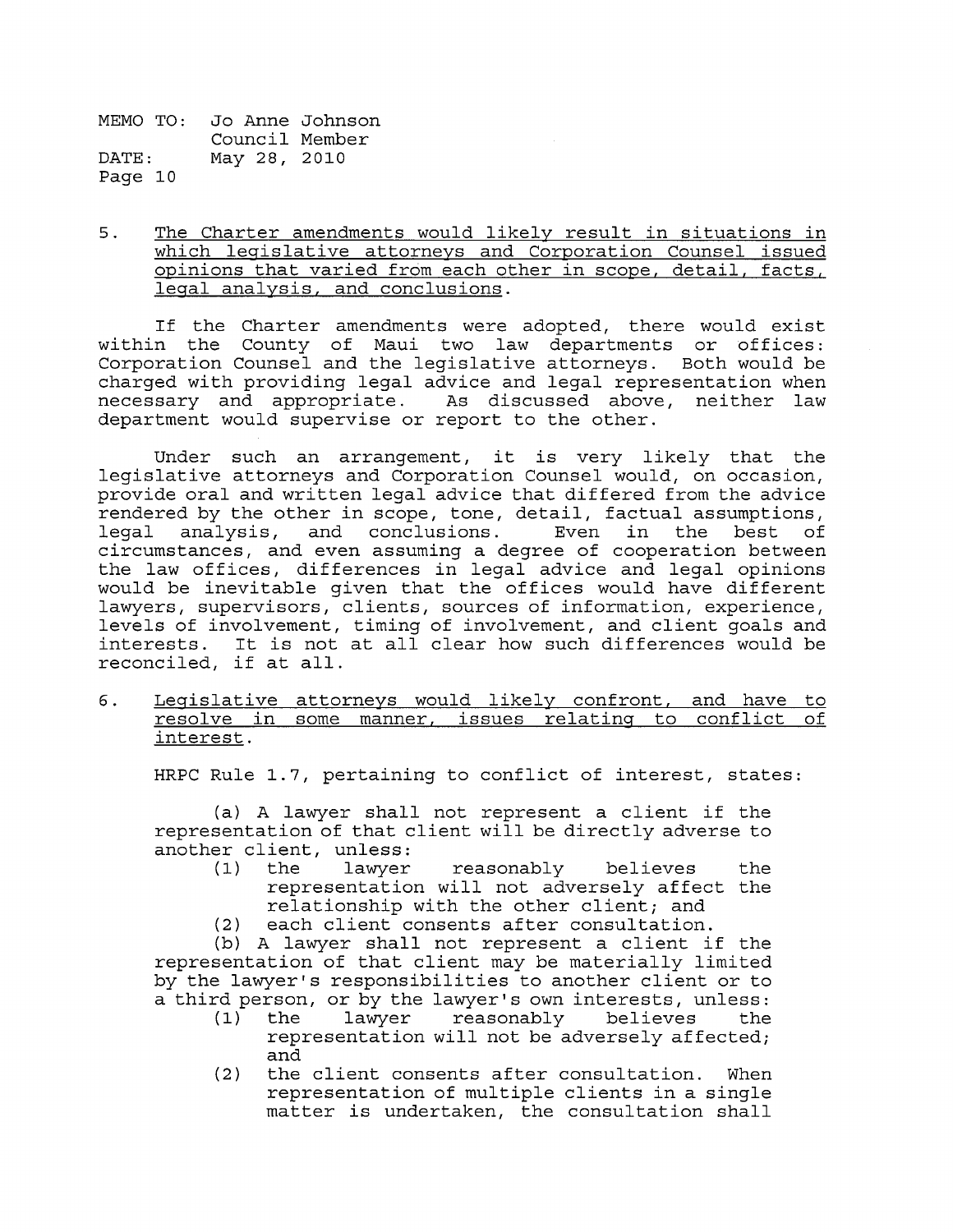5. <u>The Charter amendments would likely result in situations in which legislative attorneys and Corporation Counsel issued opinions that varied from each other in scope, detail, facts, legal analysis, and conclusions</u>.

If the Charter amendments were adopted, there would exist within the County of Maui two law departments or offices: Corporation Counsel and the legislative attorneys. Both would be charged with providing legal advice and legal representation when necessary and appropriate. As discussed above, neither law department would supervise or report to the other.

Under such an arrangement, it is very likely that the legislative attorneys and Corporation Counsel would, on occasion, provide oral and written legal advice that differed from the advice rendered by the other in scope, tone, detail, factual assumptions, legal analysis, and conclusions. Even in the best of circumstances, and even assuming a degree of cooperation between the law offices, differences in legal advice and legal opinions would be inevitable given that the offices would have different lawyers, supervisors, clients, sources of information, experience, levels of involvement, timing of involvement, and client goals and interests. It is not at all clear how such differences would be reconciled, if at all.

6. <u>Legislative attorneys would likely confront, and have to resolve in some manner, issues relating to conflict of interest</u>.

HRPC Rule 1.7, pertaining to conflict of interest, states:

> (a) A lawyer shall not represent a client if the representation of that client will be directly adverse to another client, unless:
> (1) the lawyer reasonably believes the representation will not adversely affect the relationship with the other client; and
> (2) each client consents after consultation.
>
> (b) A lawyer shall not represent a client if the representation of that client may be materially limited by the lawyer's responsibilities to another client or to a third person, or by the lawyer's own interests, unless:
> (1) the lawyer reasonably believes the representation will not be adversely affected; and
> (2) the client consents after consultation. When representation of multiple clients in a single matter is undertaken, the consultation shall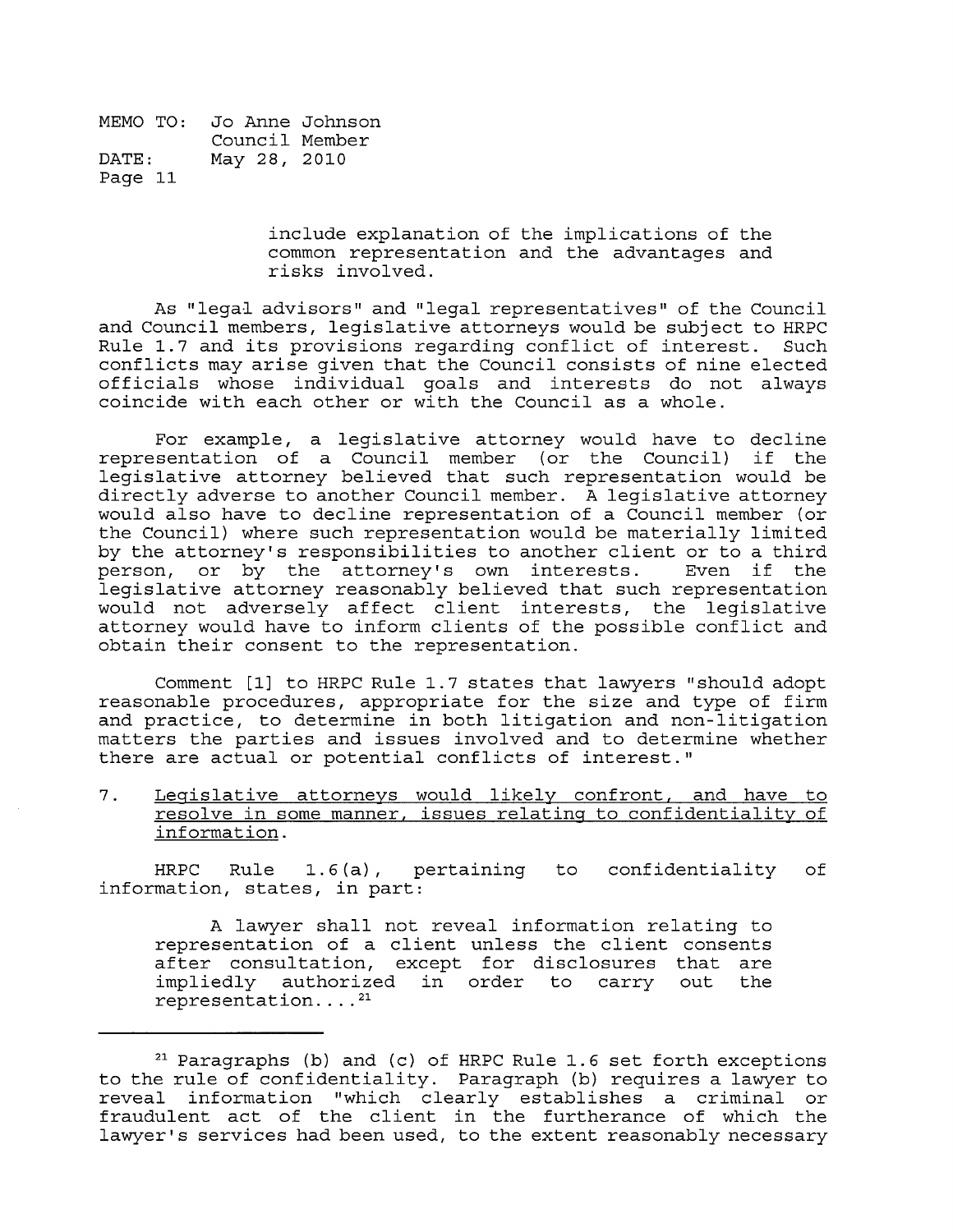include explanation of the implications of the common representation and the advantages and risks involved.

As "legal advisors" and "legal representatives" of the Council and Council members, legislative attorneys would be subject to HRPC Rule 1.7 and its provisions regarding conflict of interest. Such conflicts may arise given that the Council consists of nine elected officials whose individual goals and interests do not always coincide with each other or with the Council as a whole.

For example, a legislative attorney would have to decline representation of a Council member (or the Council) if the legislative attorney believed that such representation would be directly adverse to another Council member. A legislative attorney would also have to decline representation of a Council member (or the Council) where such representation would be materially limited by the attorney's responsibilities to another client or to a third person, or by the attorney's own interests. Even if the legislative attorney reasonably believed that such representation would not adversely affect client interests, the legislative attorney would have to inform clients of the possible conflict and obtain their consent to the representation.

Comment [1] to HRPC Rule 1.7 states that lawyers "should adopt reasonable procedures, appropriate for the size and type of firm and practice, to determine in both litigation and non-litigation matters the parties and issues involved and to determine whether there are actual or potential conflicts of interest."

7. Legislative attorneys would likely confront, and have to resolve in some manner, issues relating to confidentiality of information.

HRPC Rule 1.6(a), pertaining to confidentiality of information, states, in part:

> A lawyer shall not reveal information relating to representation of a client unless the client consents after consultation, except for disclosures that are impliedly authorized in order to carry out the representation....[21]

---

[21] Paragraphs (b) and (c) of HRPC Rule 1.6 set forth exceptions to the rule of confidentiality. Paragraph (b) requires a lawyer to reveal information "which clearly establishes a criminal or fraudulent act of the client in the furtherance of which the lawyer's services had been used, to the extent reasonably necessary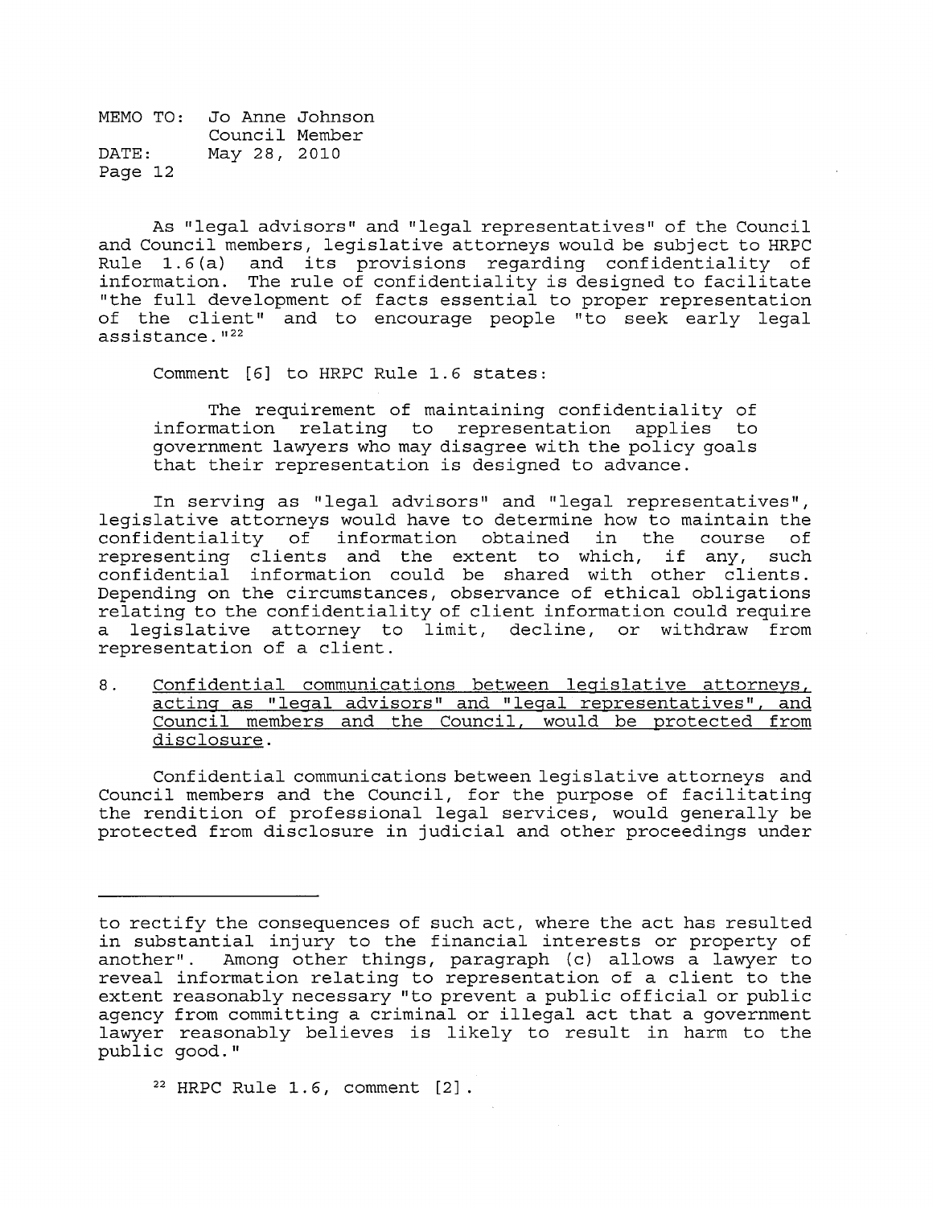As "legal advisors" and "legal representatives" of the Council and Council members, legislative attorneys would be subject to HRPC Rule 1.6(a) and its provisions regarding confidentiality of information. The rule of confidentiality is designed to facilitate "the full development of facts essential to proper representation of the client" and to encourage people "to seek early legal assistance."[22]

Comment [6] to HRPC Rule 1.6 states:

> The requirement of maintaining confidentiality of information relating to representation applies to government lawyers who may disagree with the policy goals that their representation is designed to advance.

In serving as "legal advisors" and "legal representatives", legislative attorneys would have to determine how to maintain the confidentiality of information obtained in the course of representing clients and the extent to which, if any, such confidential information could be shared with other clients. Depending on the circumstances, observance of ethical obligations relating to the confidentiality of client information could require a legislative attorney to limit, decline, or withdraw from representation of a client.

8. <u>Confidential communications between legislative attorneys, acting as "legal advisors" and "legal representatives", and Council members and the Council, would be protected from disclosure</u>.

Confidential communications between legislative attorneys and Council members and the Council, for the purpose of facilitating the rendition of professional legal services, would generally be protected from disclosure in judicial and other proceedings under

---

to rectify the consequences of such act, where the act has resulted in substantial injury to the financial interests or property of another". Among other things, paragraph (c) allows a lawyer to reveal information relating to representation of a client to the extent reasonably necessary "to prevent a public official or public agency from committing a criminal or illegal act that a government lawyer reasonably believes is likely to result in harm to the public good."

[22] HRPC Rule 1.6, comment [2].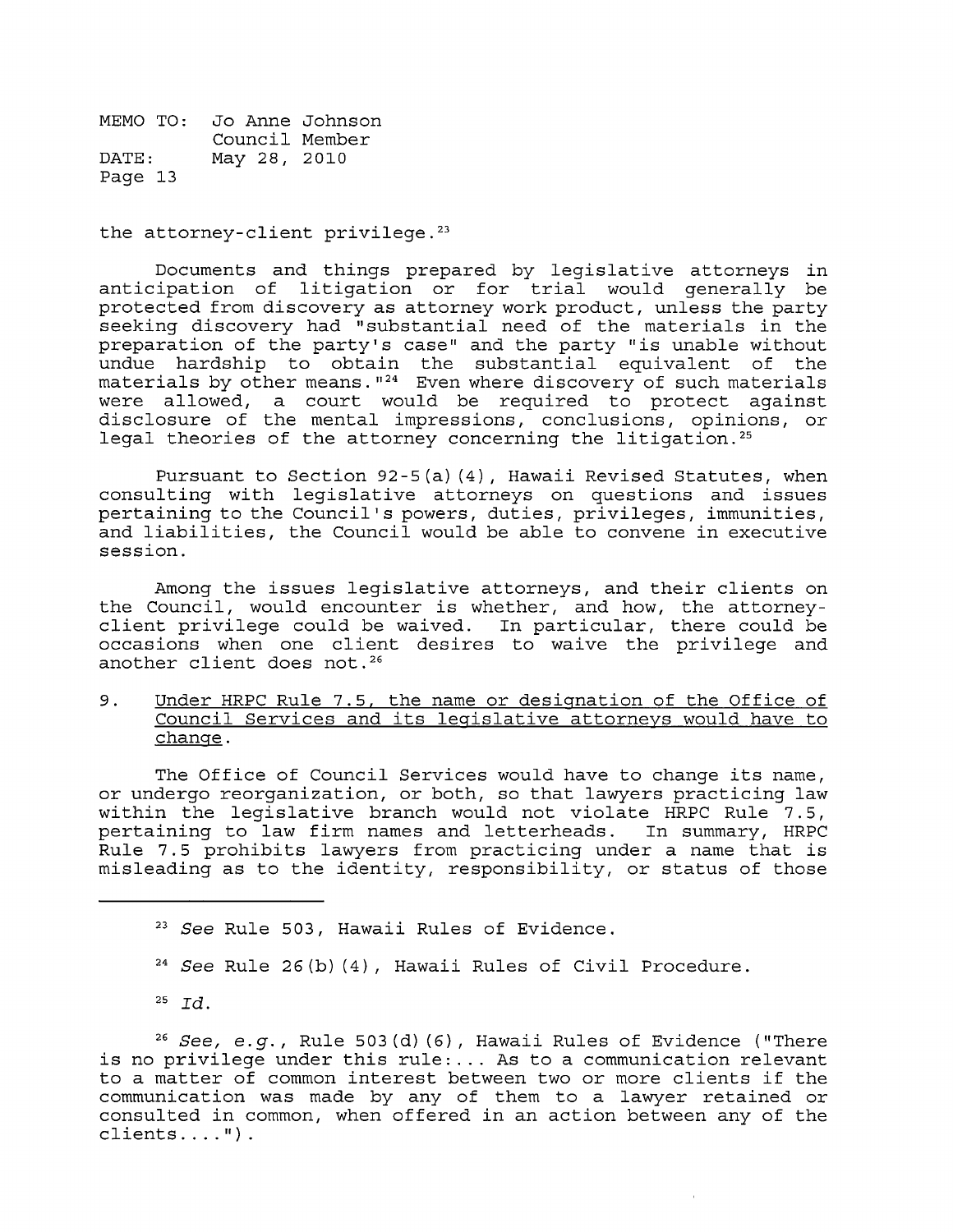the attorney-client privilege.[23]

Documents and things prepared by legislative attorneys in anticipation of litigation or for trial would generally be protected from discovery as attorney work product, unless the party seeking discovery had "substantial need of the materials in the preparation of the party's case" and the party "is unable without undue hardship to obtain the substantial equivalent of the materials by other means."[24] Even where discovery of such materials were allowed, a court would be required to protect against disclosure of the mental impressions, conclusions, opinions, or legal theories of the attorney concerning the litigation.[25]

Pursuant to Section 92-5(a)(4), Hawaii Revised Statutes, when consulting with legislative attorneys on questions and issues pertaining to the Council's powers, duties, privileges, immunities, and liabilities, the Council would be able to convene in executive session.

Among the issues legislative attorneys, and their clients on the Council, would encounter is whether, and how, the attorney-client privilege could be waived. In particular, there could be occasions when one client desires to waive the privilege and another client does not.[26]

9. Under HRPC Rule 7.5, the name or designation of the Office of Council Services and its legislative attorneys would have to change.

The Office of Council Services would have to change its name, or undergo reorganization, or both, so that lawyers practicing law within the legislative branch would not violate HRPC Rule 7.5, pertaining to law firm names and letterheads. In summary, HRPC Rule 7.5 prohibits lawyers from practicing under a name that is misleading as to the identity, responsibility, or status of those

---

[23] *See* Rule 503, Hawaii Rules of Evidence.

[24] *See* Rule 26(b)(4), Hawaii Rules of Civil Procedure.

[25] *Id.*

[26] *See, e.g.*, Rule 503(d)(6), Hawaii Rules of Evidence ("There is no privilege under this rule:... As to a communication relevant to a matter of common interest between two or more clients if the communication was made by any of them to a lawyer retained or consulted in common, when offered in an action between any of the clients....").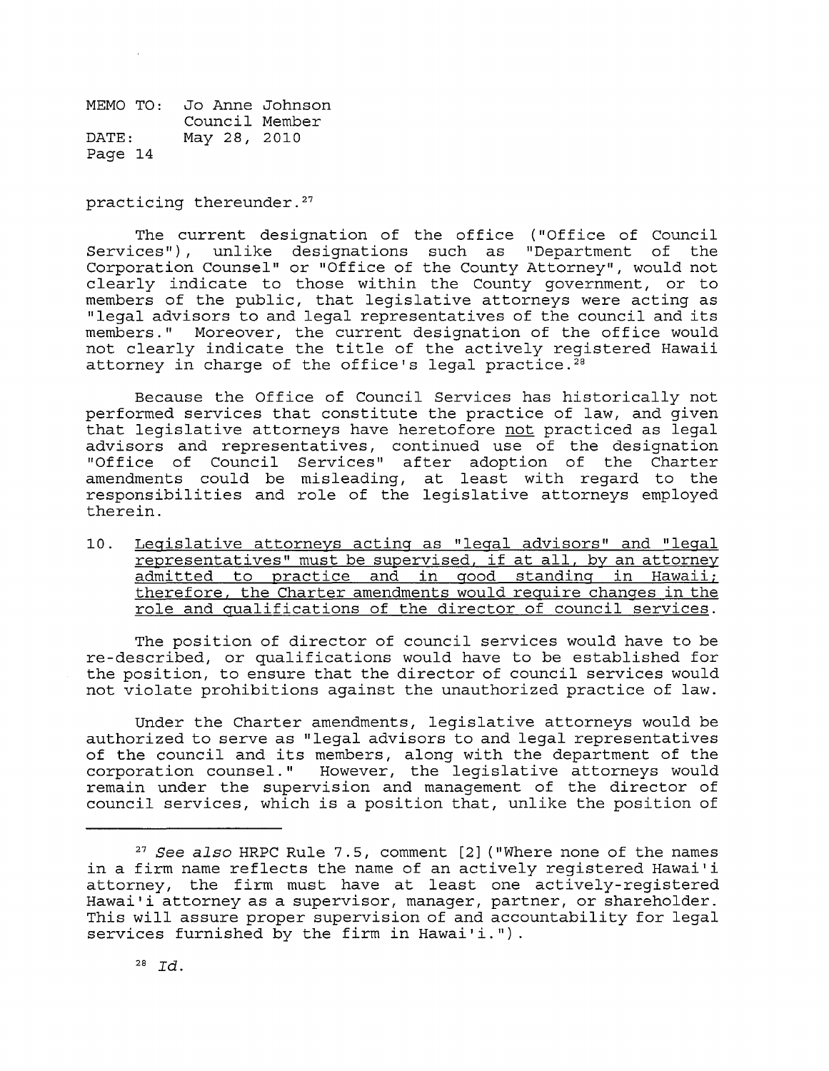practicing thereunder.[27]

The current designation of the office ("Office of Council Services"), unlike designations such as "Department of the Corporation Counsel" or "Office of the County Attorney", would not clearly indicate to those within the County government, or to members of the public, that legislative attorneys were acting as "legal advisors to and legal representatives of the council and its members." Moreover, the current designation of the office would not clearly indicate the title of the actively registered Hawaii attorney in charge of the office's legal practice.[28]

Because the Office of Council Services has historically not performed services that constitute the practice of law, and given that legislative attorneys have heretofore not practiced as legal advisors and representatives, continued use of the designation "Office of Council Services" after adoption of the Charter amendments could be misleading, at least with regard to the responsibilities and role of the legislative attorneys employed therein.

10. Legislative attorneys acting as "legal advisors" and "legal representatives" must be supervised, if at all, by an attorney admitted to practice and in good standing in Hawaii; therefore, the Charter amendments would require changes in the role and qualifications of the director of council services.

The position of director of council services would have to be re-described, or qualifications would have to be established for the position, to ensure that the director of council services would not violate prohibitions against the unauthorized practice of law.

Under the Charter amendments, legislative attorneys would be authorized to serve as "legal advisors to and legal representatives of the council and its members, along with the department of the corporation counsel." However, the legislative attorneys would remain under the supervision and management of the director of council services, which is a position that, unlike the position of

---

[27] *See also* HRPC Rule 7.5, comment [2] ("Where none of the names in a firm name reflects the name of an actively registered Hawai'i attorney, the firm must have at least one actively-registered Hawai'i attorney as a supervisor, manager, partner, or shareholder. This will assure proper supervision of and accountability for legal services furnished by the firm in Hawai'i.").

[28] *Id.*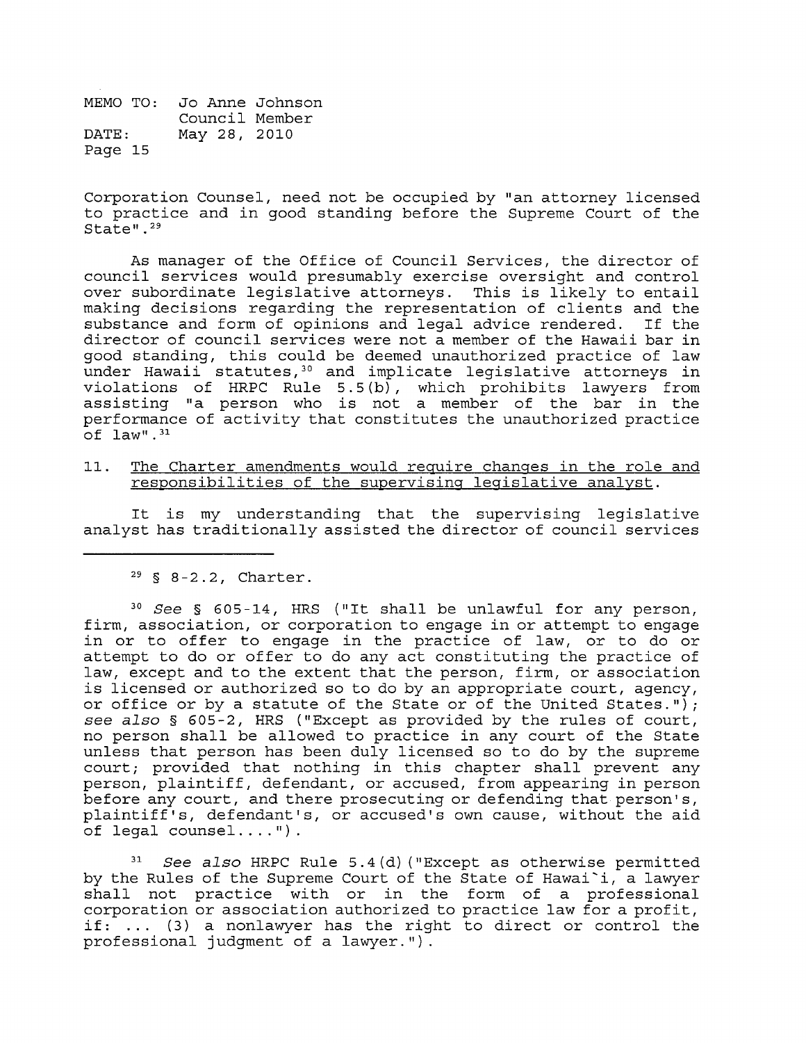Corporation Counsel, need not be occupied by "an attorney licensed to practice and in good standing before the Supreme Court of the State".[29]

As manager of the Office of Council Services, the director of council services would presumably exercise oversight and control over subordinate legislative attorneys. This is likely to entail making decisions regarding the representation of clients and the substance and form of opinions and legal advice rendered. If the director of council services were not a member of the Hawaii bar in good standing, this could be deemed unauthorized practice of law under Hawaii statutes,[30] and implicate legislative attorneys in violations of HRPC Rule 5.5(b), which prohibits lawyers from assisting "a person who is not a member of the bar in the performance of activity that constitutes the unauthorized practice of law".[31]

11. <u>The Charter amendments would require changes in the role and responsibilities of the supervising legislative analyst.</u>

It is my understanding that the supervising legislative analyst has traditionally assisted the director of council services

---

[29] § 8-2.2, Charter.

[30] *See* § 605-14, HRS ("It shall be unlawful for any person, firm, association, or corporation to engage in or attempt to engage in or to offer to engage in the practice of law, or to do or attempt to do or offer to do any act constituting the practice of law, except and to the extent that the person, firm, or association is licensed or authorized so to do by an appropriate court, agency, or office or by a statute of the State or of the United States."); *see also* § 605-2, HRS ("Except as provided by the rules of court, no person shall be allowed to practice in any court of the State unless that person has been duly licensed so to do by the supreme court; provided that nothing in this chapter shall prevent any person, plaintiff, defendant, or accused, from appearing in person before any court, and there prosecuting or defending that person's, plaintiff's, defendant's, or accused's own cause, without the aid of legal counsel....").

[31] *See also* HRPC Rule 5.4(d) ("Except as otherwise permitted by the Rules of the Supreme Court of the State of Hawai`i, a lawyer shall not practice with or in the form of a professional corporation or association authorized to practice law for a profit, if: ... (3) a nonlawyer has the right to direct or control the professional judgment of a lawyer.").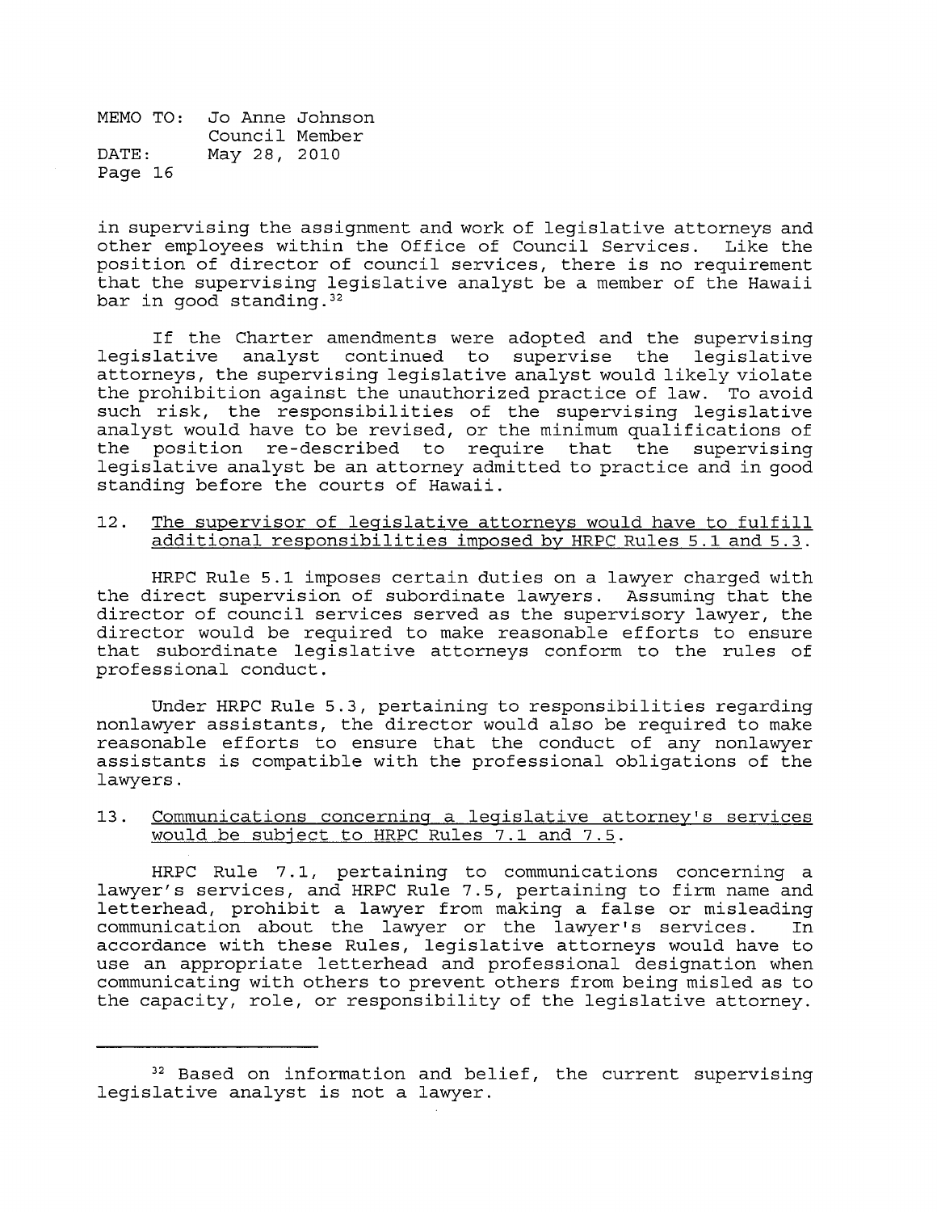in supervising the assignment and work of legislative attorneys and other employees within the Office of Council Services. Like the position of director of council services, there is no requirement that the supervising legislative analyst be a member of the Hawaii bar in good standing.[32]

If the Charter amendments were adopted and the supervising legislative analyst continued to supervise the legislative attorneys, the supervising legislative analyst would likely violate the prohibition against the unauthorized practice of law. To avoid such risk, the responsibilities of the supervising legislative analyst would have to be revised, or the minimum qualifications of the position re-described to require that the supervising legislative analyst be an attorney admitted to practice and in good standing before the courts of Hawaii.

12. <u>The supervisor of legislative attorneys would have to fulfill additional responsibilities imposed by HRPC Rules 5.1 and 5.3.</u>

HRPC Rule 5.1 imposes certain duties on a lawyer charged with the direct supervision of subordinate lawyers. Assuming that the director of council services served as the supervisory lawyer, the director would be required to make reasonable efforts to ensure that subordinate legislative attorneys conform to the rules of professional conduct.

Under HRPC Rule 5.3, pertaining to responsibilities regarding nonlawyer assistants, the director would also be required to make reasonable efforts to ensure that the conduct of any nonlawyer assistants is compatible with the professional obligations of the lawyers.

13. <u>Communications concerning a legislative attorney's services would be subject to HRPC Rules 7.1 and 7.5.</u>

HRPC Rule 7.1, pertaining to communications concerning a lawyer's services, and HRPC Rule 7.5, pertaining to firm name and letterhead, prohibit a lawyer from making a false or misleading communication about the lawyer or the lawyer's services. In accordance with these Rules, legislative attorneys would have to use an appropriate letterhead and professional designation when communicating with others to prevent others from being misled as to the capacity, role, or responsibility of the legislative attorney.

---

[32] Based on information and belief, the current supervising legislative analyst is not a lawyer.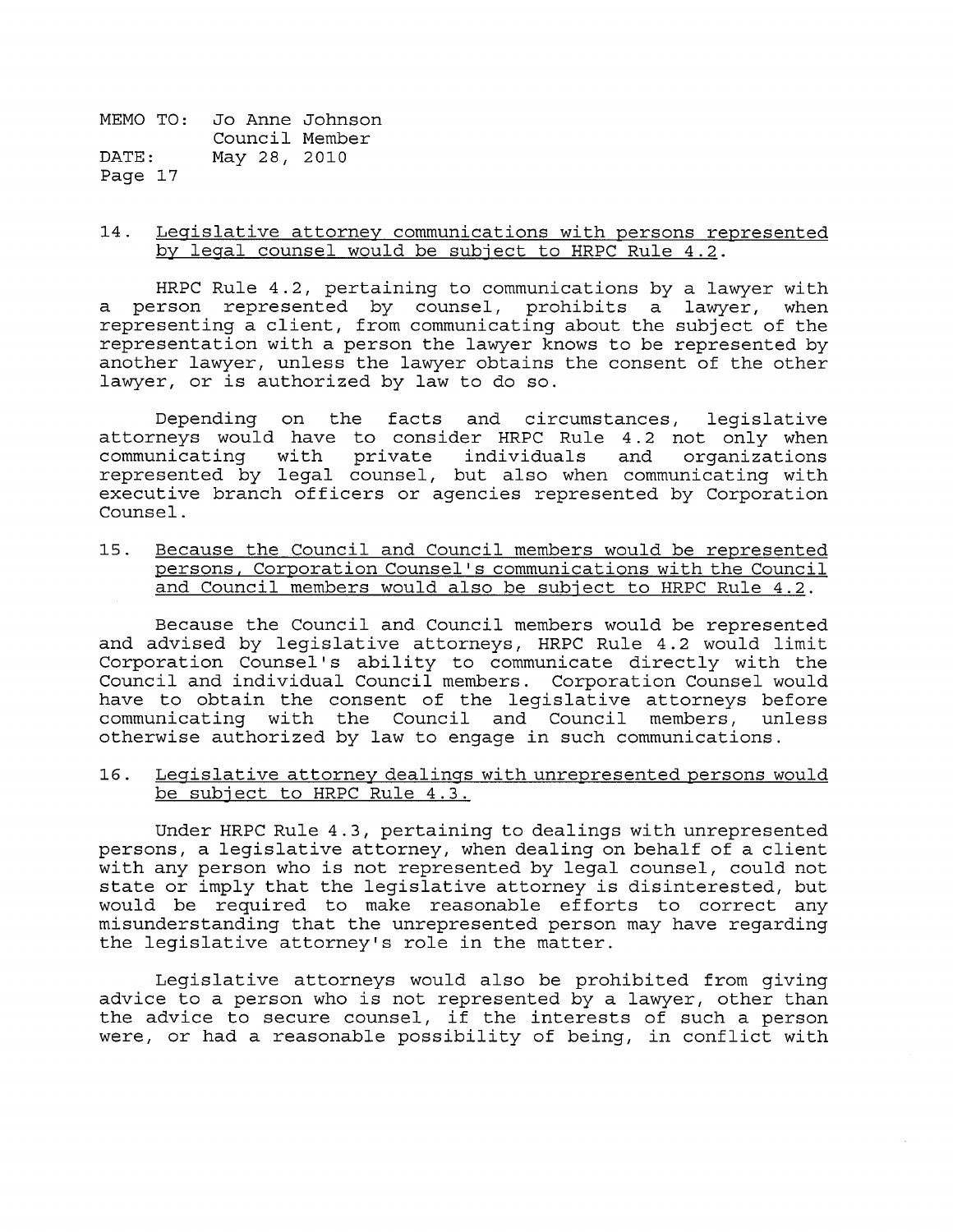14. <u>Legislative attorney communications with persons represented by legal counsel would be subject to HRPC Rule 4.2.</u>

HRPC Rule 4.2, pertaining to communications by a lawyer with a person represented by counsel, prohibits a lawyer, when representing a client, from communicating about the subject of the representation with a person the lawyer knows to be represented by another lawyer, unless the lawyer obtains the consent of the other lawyer, or is authorized by law to do so.

Depending on the facts and circumstances, legislative attorneys would have to consider HRPC Rule 4.2 not only when communicating with private individuals and organizations represented by legal counsel, but also when communicating with executive branch officers or agencies represented by Corporation Counsel.

15. <u>Because the Council and Council members would be represented persons, Corporation Counsel's communications with the Council and Council members would also be subject to HRPC Rule 4.2.</u>

Because the Council and Council members would be represented and advised by legislative attorneys, HRPC Rule 4.2 would limit Corporation Counsel's ability to communicate directly with the Council and individual Council members. Corporation Counsel would have to obtain the consent of the legislative attorneys before communicating with the Council and Council members, unless otherwise authorized by law to engage in such communications.

16. <u>Legislative attorney dealings with unrepresented persons would be subject to HRPC Rule 4.3.</u>

Under HRPC Rule 4.3, pertaining to dealings with unrepresented persons, a legislative attorney, when dealing on behalf of a client with any person who is not represented by legal counsel, could not state or imply that the legislative attorney is disinterested, but would be required to make reasonable efforts to correct any misunderstanding that the unrepresented person may have regarding the legislative attorney's role in the matter.

Legislative attorneys would also be prohibited from giving advice to a person who is not represented by a lawyer, other than the advice to secure counsel, if the interests of such a person were, or had a reasonable possibility of being, in conflict with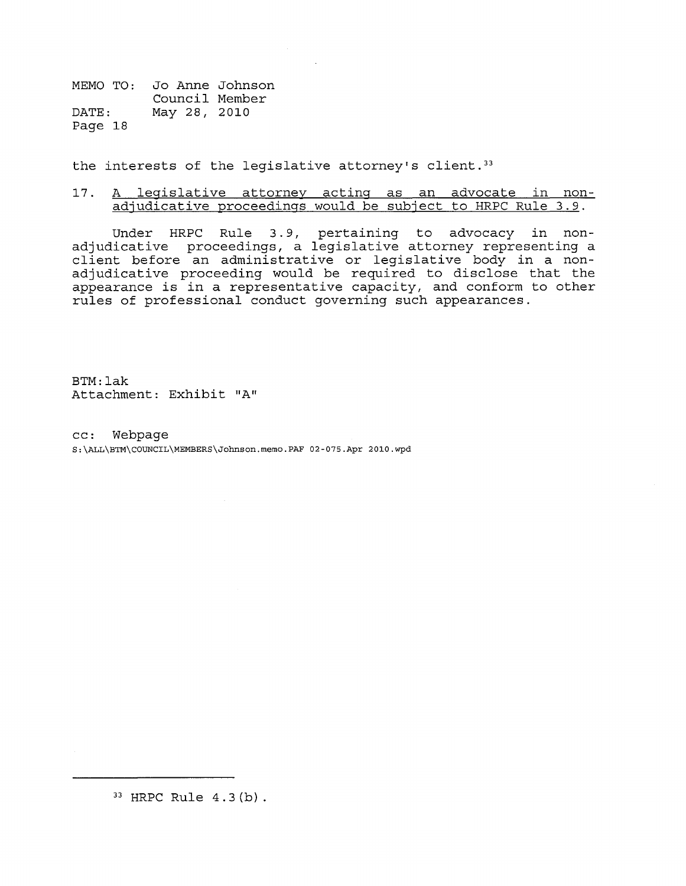the interests of the legislative attorney's client.[33]

17. <u>A legislative attorney acting as an advocate in non-adjudicative proceedings would be subject to HRPC Rule 3.9</u>.

Under HRPC Rule 3.9, pertaining to advocacy in non-adjudicative proceedings, a legislative attorney representing a client before an administrative or legislative body in a non-adjudicative proceeding would be required to disclose that the appearance is in a representative capacity, and conform to other rules of professional conduct governing such appearances.

BTM:lak
Attachment: Exhibit "A"

cc: Webpage
S:\ALL\BTM\COUNCIL\MEMBERS\Johnson.memo.PAF 02-075.Apr 2010.wpd

---

[33] HRPC Rule 4.3(b).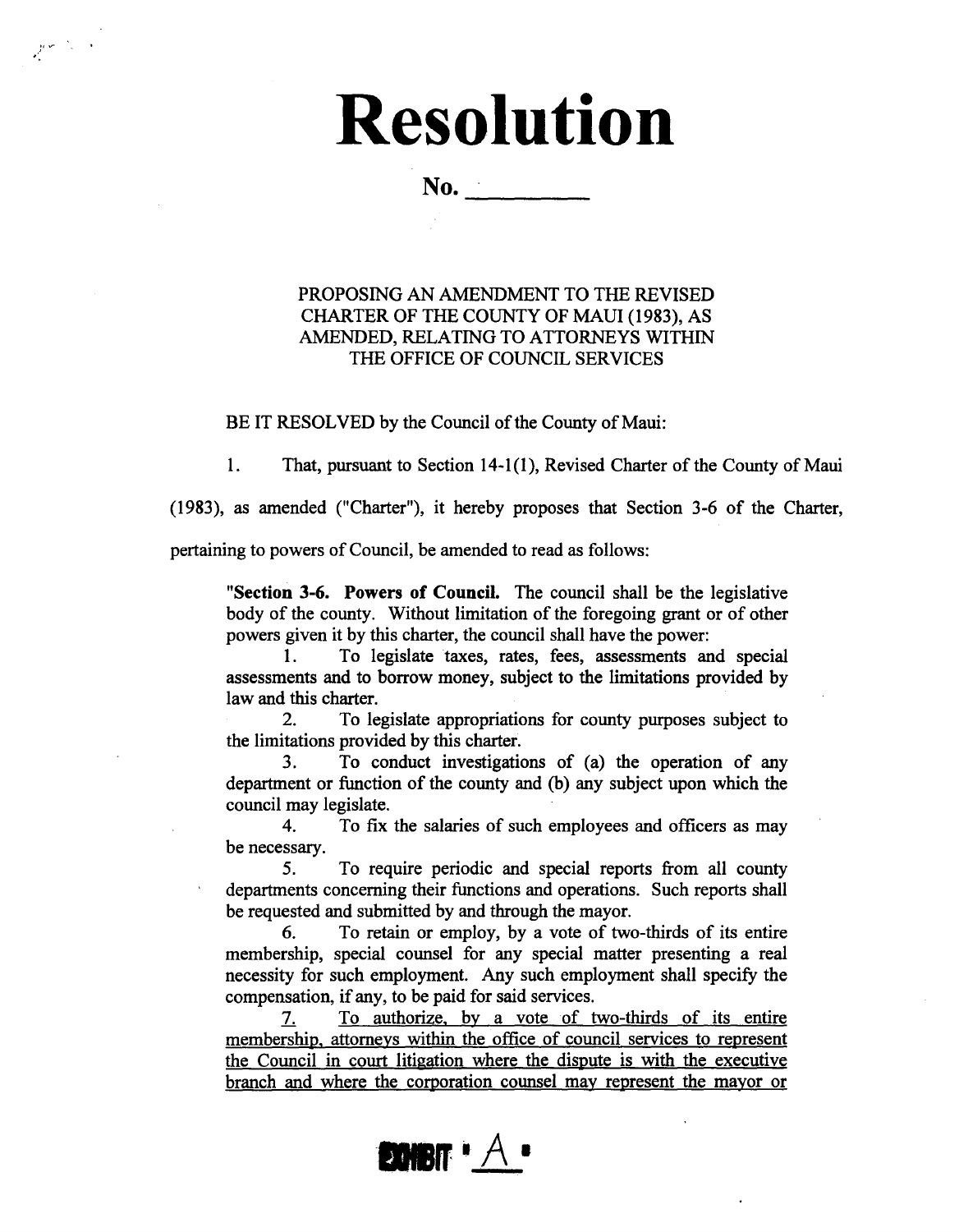# Resolution

**No.** \_\_\_\_\_\_\_\_\_

PROPOSING AN AMENDMENT TO THE REVISED CHARTER OF THE COUNTY OF MAUI (1983), AS AMENDED, RELATING TO ATTORNEYS WITHIN THE OFFICE OF COUNCIL SERVICES

BE IT RESOLVED by the Council of the County of Maui:

1. That, pursuant to Section 14-1(1), Revised Charter of the County of Maui (1983), as amended ("Charter"), it hereby proposes that Section 3-6 of the Charter, pertaining to powers of Council, be amended to read as follows:

> "**Section 3-6. Powers of Council.** The council shall be the legislative body of the county. Without limitation of the foregoing grant or of other powers given it by this charter, the council shall have the power:
>
> 1. To legislate taxes, rates, fees, assessments and special assessments and to borrow money, subject to the limitations provided by law and this charter.
> 2. To legislate appropriations for county purposes subject to the limitations provided by this charter.
> 3. To conduct investigations of (a) the operation of any department or function of the county and (b) any subject upon which the council may legislate.
> 4. To fix the salaries of such employees and officers as may be necessary.
> 5. To require periodic and special reports from all county departments concerning their functions and operations. Such reports shall be requested and submitted by and through the mayor.
> 6. To retain or employ, by a vote of two-thirds of its entire membership, special counsel for any special matter presenting a real necessity for such employment. Any such employment shall specify the compensation, if any, to be paid for said services.
> 7. <u>To authorize, by a vote of two-thirds of its entire membership, attorneys within the office of council services to represent the Council in court litigation where the dispute is with the executive branch and where the corporation counsel may represent the mayor or</u>

EXHIBIT "A"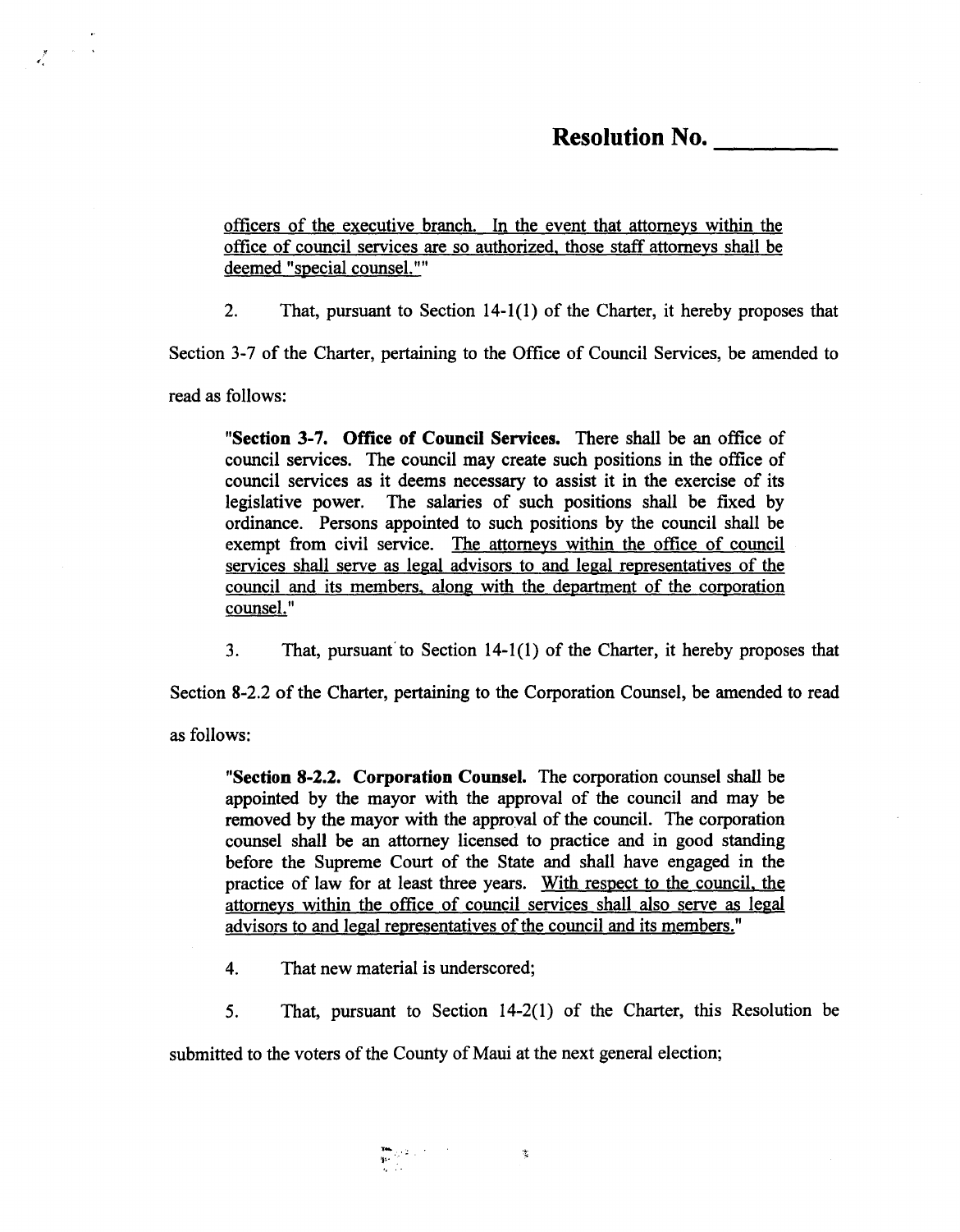**Resolution No. \_\_\_\_\_\_\_\_\_**

<u>officers of the executive branch. In the event that attorneys within the office of council services are so authorized, those staff attorneys shall be deemed "special counsel.""</u>

2. That, pursuant to Section 14-1(1) of the Charter, it hereby proposes that Section 3-7 of the Charter, pertaining to the Office of Council Services, be amended to read as follows:

> "**Section 3-7. Office of Council Services.** There shall be an office of council services. The council may create such positions in the office of council services as it deems necessary to assist it in the exercise of its legislative power. The salaries of such positions shall be fixed by ordinance. Persons appointed to such positions by the council shall be exempt from civil service. <u>The attorneys within the office of council services shall serve as legal advisors to and legal representatives of the council and its members, along with the department of the corporation counsel.</u>"

3. That, pursuant to Section 14-1(1) of the Charter, it hereby proposes that Section 8-2.2 of the Charter, pertaining to the Corporation Counsel, be amended to read as follows:

> "**Section 8-2.2. Corporation Counsel.** The corporation counsel shall be appointed by the mayor with the approval of the council and may be removed by the mayor with the approval of the council. The corporation counsel shall be an attorney licensed to practice and in good standing before the Supreme Court of the State and shall have engaged in the practice of law for at least three years. <u>With respect to the council, the attorneys within the office of council services shall also serve as legal advisors to and legal representatives of the council and its members.</u>"

4. That new material is underscored;

5. That, pursuant to Section 14-2(1) of the Charter, this Resolution be submitted to the voters of the County of Maui at the next general election;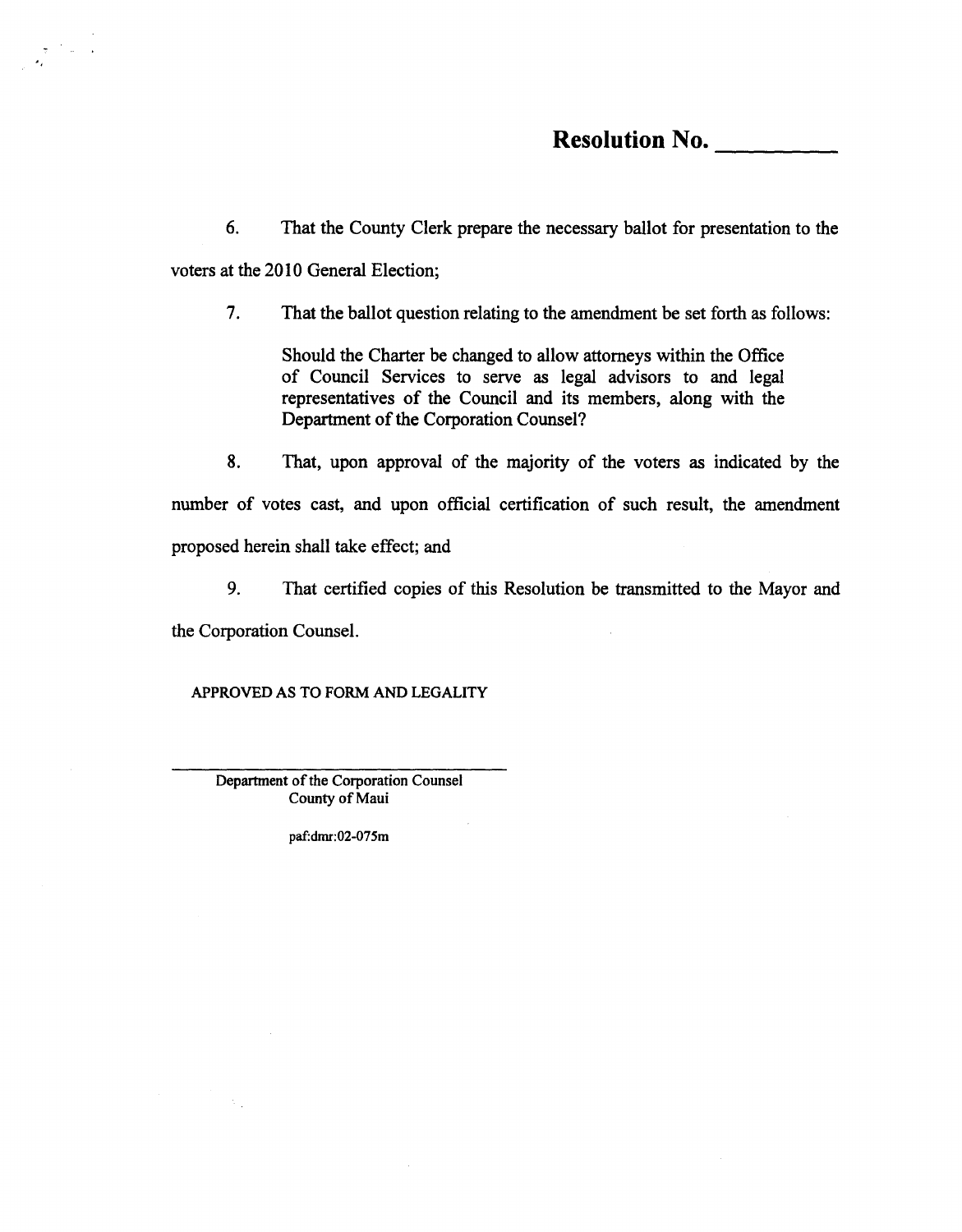# Resolution No. _________

6. That the County Clerk prepare the necessary ballot for presentation to the voters at the 2010 General Election;

7. That the ballot question relating to the amendment be set forth as follows:

   Should the Charter be changed to allow attorneys within the Office of Council Services to serve as legal advisors to and legal representatives of the Council and its members, along with the Department of the Corporation Counsel?

8. That, upon approval of the majority of the voters as indicated by the number of votes cast, and upon official certification of such result, the amendment proposed herein shall take effect; and

9. That certified copies of this Resolution be transmitted to the Mayor and the Corporation Counsel.

APPROVED AS TO FORM AND LEGALITY

_________________________________

Department of the Corporation Counsel
County of Maui

paf:dmr:02-075m